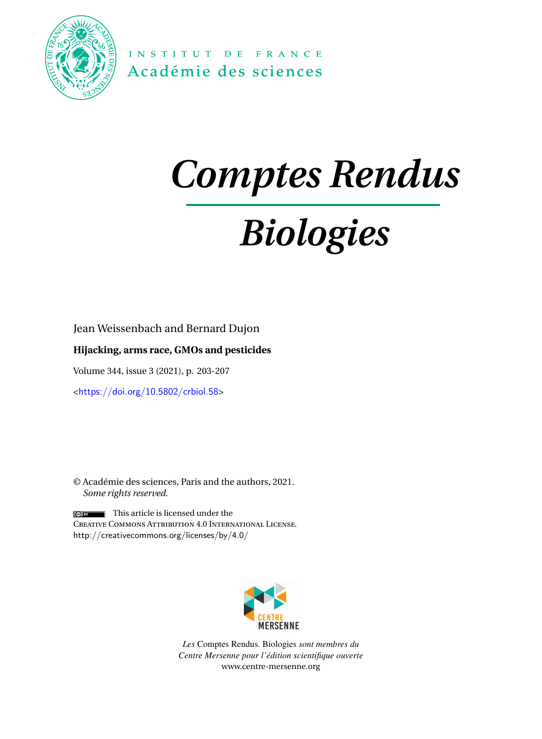INSTITUT DE FRANCE
Académie des sciences

# Comptes Rendus

# Biologies

Jean Weissenbach and Bernard Dujon

**Hijacking, arms race, GMOs and pesticides**

Volume 344, issue 3 (2021), p. 203-207

<https://doi.org/10.5802/crbiol.58>

© Académie des sciences, Paris and the authors, 2021.
*Some rights reserved.*

This article is licensed under the
Creative Commons Attribution 4.0 International License.
http://creativecommons.org/licenses/by/4.0/

CENTRE MERSENNE

*Les* Comptes Rendus. Biologies *sont membres du Centre Mersenne pour l'édition scientifique ouverte*
www.centre-mersenne.org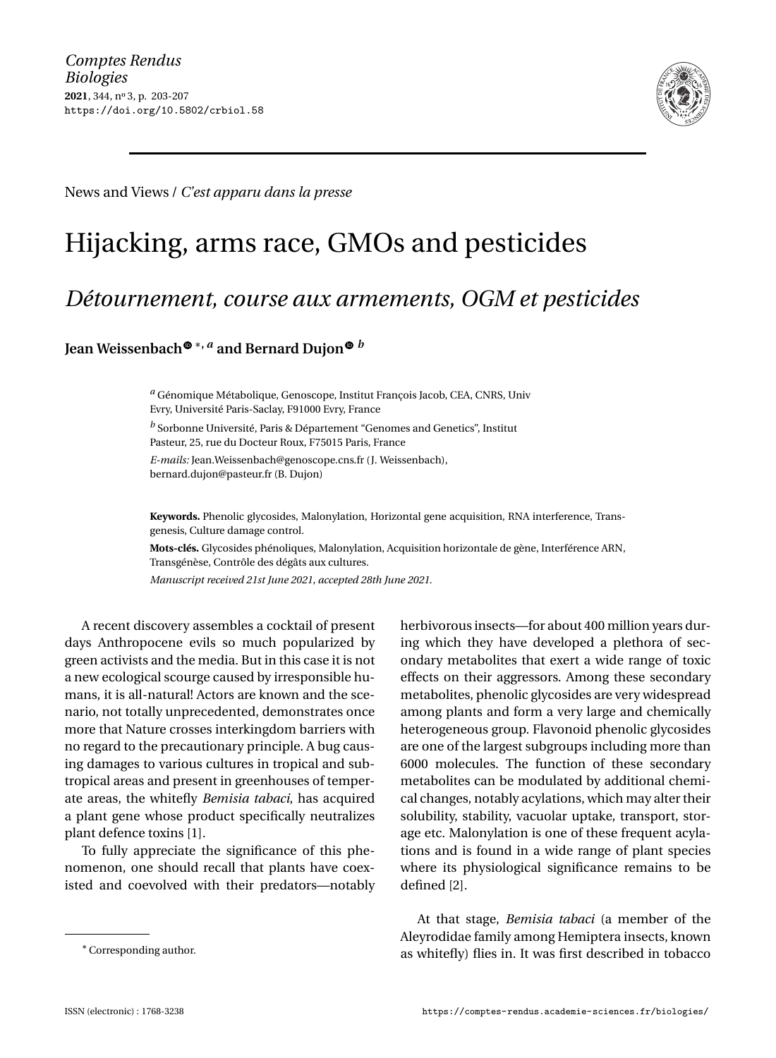News and Views / *C'est apparu dans la presse*

# Hijacking, arms race, GMOs and pesticides

## *Détournement, course aux armements, OGM et pesticides*

**Jean Weissenbach** *, [a] **and Bernard Dujon** [b]

[a] Génomique Métabolique, Genoscope, Institut François Jacob, CEA, CNRS, Univ Evry, Université Paris-Saclay, F91000 Evry, France

[b] Sorbonne Université, Paris & Département "Genomes and Genetics", Institut Pasteur, 25, rue du Docteur Roux, F75015 Paris, France

*E-mails:* Jean.Weissenbach@genoscope.cns.fr (J. Weissenbach), bernard.dujon@pasteur.fr (B. Dujon)

**Keywords.** Phenolic glycosides, Malonylation, Horizontal gene acquisition, RNA interference, Transgenesis, Culture damage control.

**Mots-clés.** Glycosides phénoliques, Malonylation, Acquisition horizontale de gène, Interférence ARN, Transgénèse, Contrôle des dégâts aux cultures.

*Manuscript received 21st June 2021, accepted 28th June 2021.*

A recent discovery assembles a cocktail of present days Anthropocene evils so much popularized by green activists and the media. But in this case it is not a new ecological scourge caused by irresponsible humans, it is all-natural! Actors are known and the scenario, not totally unprecedented, demonstrates once more that Nature crosses interkingdom barriers with no regard to the precautionary principle. A bug causing damages to various cultures in tropical and subtropical areas and present in greenhouses of temperate areas, the whitefly *Bemisia tabaci*, has acquired a plant gene whose product specifically neutralizes plant defence toxins [1].

To fully appreciate the significance of this phenomenon, one should recall that plants have coexisted and coevolved with their predators—notably herbivorous insects—for about 400 million years during which they have developed a plethora of secondary metabolites that exert a wide range of toxic effects on their aggressors. Among these secondary metabolites, phenolic glycosides are very widespread among plants and form a very large and chemically heterogeneous group. Flavonoid phenolic glycosides are one of the largest subgroups including more than 6000 molecules. The function of these secondary metabolites can be modulated by additional chemical changes, notably acylations, which may alter their solubility, stability, vacuolar uptake, transport, storage etc. Malonylation is one of these frequent acylations and is found in a wide range of plant species where its physiological significance remains to be defined [2].

At that stage, *Bemisia tabaci* (a member of the Aleyrodidae family among Hemiptera insects, known as whitefly) flies in. It was first described in tobacco

\* Corresponding author.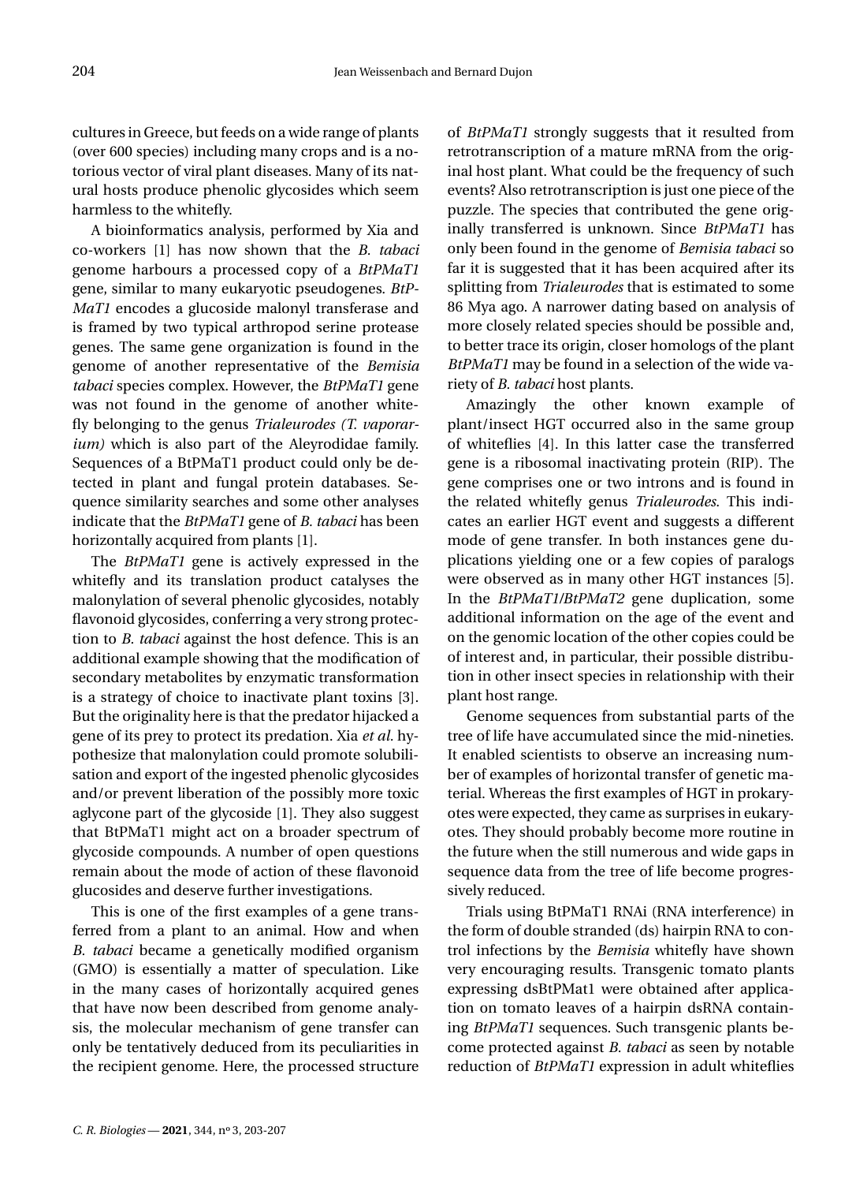cultures in Greece, but feeds on a wide range of plants (over 600 species) including many crops and is a notorious vector of viral plant diseases. Many of its natural hosts produce phenolic glycosides which seem harmless to the whitefly.

A bioinformatics analysis, performed by Xia and co-workers [1] has now shown that the *B. tabaci* genome harbours a processed copy of a *BtPMaT1* gene, similar to many eukaryotic pseudogenes. *BtPMaT1* encodes a glucoside malonyl transferase and is framed by two typical arthropod serine protease genes. The same gene organization is found in the genome of another representative of the *Bemisia tabaci* species complex. However, the *BtPMaT1* gene was not found in the genome of another whitefly belonging to the genus *Trialeurodes (T. vaporarium)* which is also part of the Aleyrodidae family. Sequences of a BtPMaT1 product could only be detected in plant and fungal protein databases. Sequence similarity searches and some other analyses indicate that the *BtPMaT1* gene of *B. tabaci* has been horizontally acquired from plants [1].

The *BtPMaT1* gene is actively expressed in the whitefly and its translation product catalyses the malonylation of several phenolic glycosides, notably flavonoid glycosides, conferring a very strong protection to *B. tabaci* against the host defence. This is an additional example showing that the modification of secondary metabolites by enzymatic transformation is a strategy of choice to inactivate plant toxins [3]. But the originality here is that the predator hijacked a gene of its prey to protect its predation. Xia *et al.* hypothesize that malonylation could promote solubilisation and export of the ingested phenolic glycosides and/or prevent liberation of the possibly more toxic aglycone part of the glycoside [1]. They also suggest that BtPMaT1 might act on a broader spectrum of glycoside compounds. A number of open questions remain about the mode of action of these flavonoid glucosides and deserve further investigations.

This is one of the first examples of a gene transferred from a plant to an animal. How and when *B. tabaci* became a genetically modified organism (GMO) is essentially a matter of speculation. Like in the many cases of horizontally acquired genes that have now been described from genome analysis, the molecular mechanism of gene transfer can only be tentatively deduced from its peculiarities in the recipient genome. Here, the processed structure of *BtPMaT1* strongly suggests that it resulted from retrotranscription of a mature mRNA from the original host plant. What could be the frequency of such events? Also retrotranscription is just one piece of the puzzle. The species that contributed the gene originally transferred is unknown. Since *BtPMaT1* has only been found in the genome of *Bemisia tabaci* so far it is suggested that it has been acquired after its splitting from *Trialeurodes* that is estimated to some 86 Mya ago. A narrower dating based on analysis of more closely related species should be possible and, to better trace its origin, closer homologs of the plant *BtPMaT1* may be found in a selection of the wide variety of *B. tabaci* host plants.

Amazingly the other known example of plant/insect HGT occurred also in the same group of whiteflies [4]. In this latter case the transferred gene is a ribosomal inactivating protein (RIP). The gene comprises one or two introns and is found in the related whitefly genus *Trialeurodes*. This indicates an earlier HGT event and suggests a different mode of gene transfer. In both instances gene duplications yielding one or a few copies of paralogs were observed as in many other HGT instances [5]. In the *BtPMaT1/BtPMaT2* gene duplication, some additional information on the age of the event and on the genomic location of the other copies could be of interest and, in particular, their possible distribution in other insect species in relationship with their plant host range.

Genome sequences from substantial parts of the tree of life have accumulated since the mid-nineties. It enabled scientists to observe an increasing number of examples of horizontal transfer of genetic material. Whereas the first examples of HGT in prokaryotes were expected, they came as surprises in eukaryotes. They should probably become more routine in the future when the still numerous and wide gaps in sequence data from the tree of life become progressively reduced.

Trials using BtPMaT1 RNAi (RNA interference) in the form of double stranded (ds) hairpin RNA to control infections by the *Bemisia* whitefly have shown very encouraging results. Transgenic tomato plants expressing dsBtPMat1 were obtained after application on tomato leaves of a hairpin dsRNA containing *BtPMaT1* sequences. Such transgenic plants become protected against *B. tabaci* as seen by notable reduction of *BtPMaT1* expression in adult whiteflies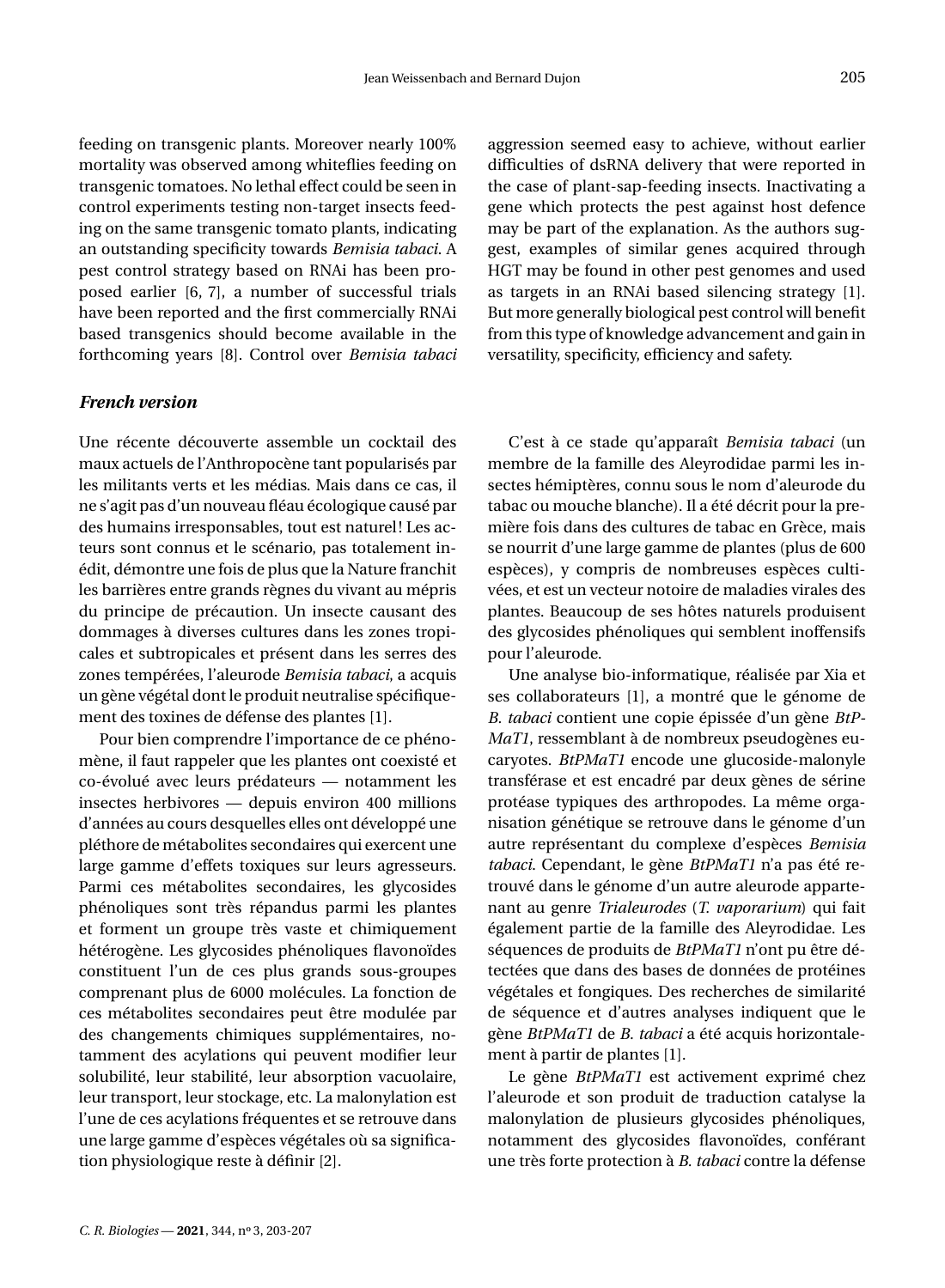feeding on transgenic plants. Moreover nearly 100% mortality was observed among whiteflies feeding on transgenic tomatoes. No lethal effect could be seen in control experiments testing non-target insects feeding on the same transgenic tomato plants, indicating an outstanding specificity towards *Bemisia tabaci*. A pest control strategy based on RNAi has been proposed earlier [6, 7], a number of successful trials have been reported and the first commercially RNAi based transgenics should become available in the forthcoming years [8]. Control over *Bemisia tabaci* aggression seemed easy to achieve, without earlier difficulties of dsRNA delivery that were reported in the case of plant-sap-feeding insects. Inactivating a gene which protects the pest against host defence may be part of the explanation. As the authors suggest, examples of similar genes acquired through HGT may be found in other pest genomes and used as targets in an RNAi based silencing strategy [1]. But more generally biological pest control will benefit from this type of knowledge advancement and gain in versatility, specificity, efficiency and safety.

## *French version*

Une récente découverte assemble un cocktail des maux actuels de l'Anthropocène tant popularisés par les militants verts et les médias. Mais dans ce cas, il ne s'agit pas d'un nouveau fléau écologique causé par des humains irresponsables, tout est naturel ! Les acteurs sont connus et le scénario, pas totalement inédit, démontre une fois de plus que la Nature franchit les barrières entre grands règnes du vivant au mépris du principe de précaution. Un insecte causant des dommages à diverses cultures dans les zones tropicales et subtropicales et présent dans les serres des zones tempérées, l'aleurode *Bemisia tabaci*, a acquis un gène végétal dont le produit neutralise spécifiquement des toxines de défense des plantes [1].

Pour bien comprendre l'importance de ce phénomène, il faut rappeler que les plantes ont coexisté et co-évolué avec leurs prédateurs — notamment les insectes herbivores — depuis environ 400 millions d'années au cours desquelles elles ont développé une pléthore de métabolites secondaires qui exercent une large gamme d'effets toxiques sur leurs agresseurs. Parmi ces métabolites secondaires, les glycosides phénoliques sont très répandus parmi les plantes et forment un groupe très vaste et chimiquement hétérogène. Les glycosides phénoliques flavonoïdes constituent l'un de ces plus grands sous-groupes comprenant plus de 6000 molécules. La fonction de ces métabolites secondaires peut être modulée par des changements chimiques supplémentaires, notamment des acylations qui peuvent modifier leur solubilité, leur stabilité, leur absorption vacuolaire, leur transport, leur stockage, etc. La malonylation est l'une de ces acylations fréquentes et se retrouve dans une large gamme d'espèces végétales où sa signification physiologique reste à définir [2].

C'est à ce stade qu'apparaît *Bemisia tabaci* (un membre de la famille des Aleyrodidae parmi les insectes hémiptères, connu sous le nom d'aleurode du tabac ou mouche blanche). Il a été décrit pour la première fois dans des cultures de tabac en Grèce, mais se nourrit d'une large gamme de plantes (plus de 600 espèces), y compris de nombreuses espèces cultivées, et est un vecteur notoire de maladies virales des plantes. Beaucoup de ses hôtes naturels produisent des glycosides phénoliques qui semblent inoffensifs pour l'aleurode.

Une analyse bio-informatique, réalisée par Xia et ses collaborateurs [1], a montré que le génome de *B. tabaci* contient une copie épissée d'un gène *BtPMaT1*, ressemblant à de nombreux pseudogènes eucaryotes. *BtPMaT1* encode une glucoside-malonyle transférase et est encadré par deux gènes de sérine protéase typiques des arthropodes. La même organisation génétique se retrouve dans le génome d'un autre représentant du complexe d'espèces *Bemisia tabaci*. Cependant, le gène *BtPMaT1* n'a pas été retrouvé dans le génome d'un autre aleurode appartenant au genre *Trialeurodes* (*T. vaporarium*) qui fait également partie de la famille des Aleyrodidae. Les séquences de produits de *BtPMaT1* n'ont pu être détectées que dans des bases de données de protéines végétales et fongiques. Des recherches de similarité de séquence et d'autres analyses indiquent que le gène *BtPMaT1* de *B. tabaci* a été acquis horizontalement à partir de plantes [1].

Le gène *BtPMaT1* est activement exprimé chez l'aleurode et son produit de traduction catalyse la malonylation de plusieurs glycosides phénoliques, notamment des glycosides flavonoïdes, conférant une très forte protection à *B. tabaci* contre la défense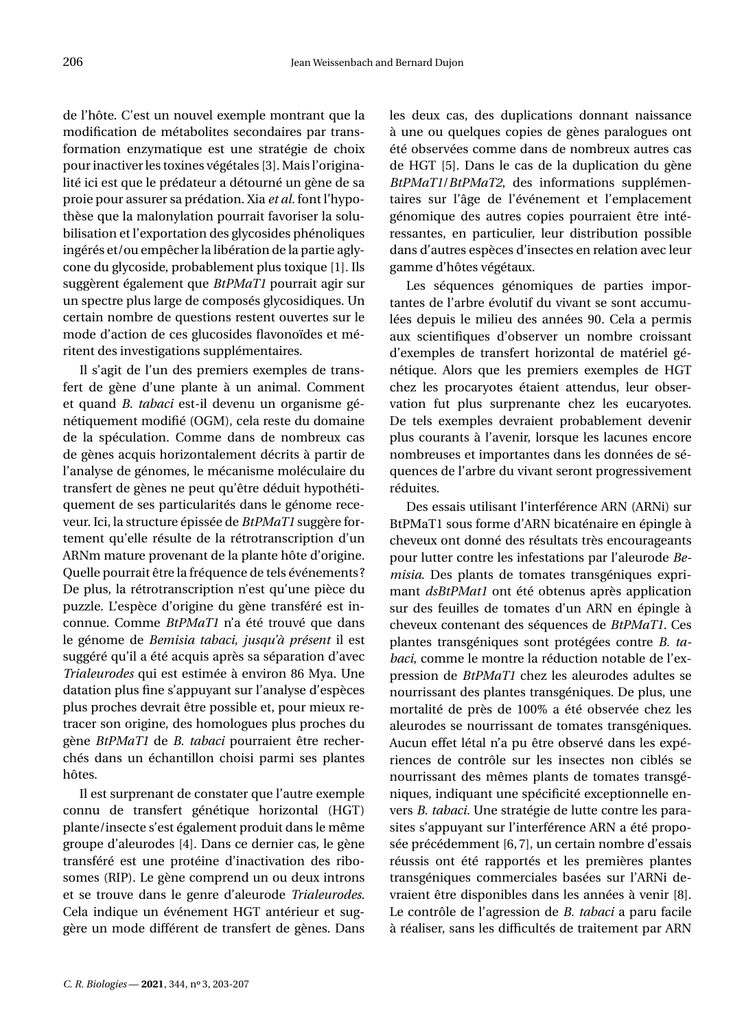de l'hôte. C'est un nouvel exemple montrant que la modification de métabolites secondaires par transformation enzymatique est une stratégie de choix pour inactiver les toxines végétales [3]. Mais l'originalité ici est que le prédateur a détourné un gène de sa proie pour assurer sa prédation. Xia *et al.* font l'hypothèse que la malonylation pourrait favoriser la solubilisation et l'exportation des glycosides phénoliques ingérés et/ou empêcher la libération de la partie aglycone du glycoside, probablement plus toxique [1]. Ils suggèrent également que *BtPMaT1* pourrait agir sur un spectre plus large de composés glycosidiques. Un certain nombre de questions restent ouvertes sur le mode d'action de ces glucosides flavonoïdes et méritent des investigations supplémentaires.

Il s'agit de l'un des premiers exemples de transfert de gène d'une plante à un animal. Comment et quand *B. tabaci* est-il devenu un organisme génétiquement modifié (OGM), cela reste du domaine de la spéculation. Comme dans de nombreux cas de gènes acquis horizontalement décrits à partir de l'analyse de génomes, le mécanisme moléculaire du transfert de gènes ne peut qu'être déduit hypothétiquement de ses particularités dans le génome receveur. Ici, la structure épissée de *BtPMaT1* suggère fortement qu'elle résulte de la rétrotranscription d'un ARNm mature provenant de la plante hôte d'origine. Quelle pourrait être la fréquence de tels événements ? De plus, la rétrotranscription n'est qu'une pièce du puzzle. L'espèce d'origine du gène transféré est inconnue. Comme *BtPMaT1* n'a été trouvé que dans le génome de *Bemisia tabaci*, *jusqu'à présent* il est suggéré qu'il a été acquis après sa séparation d'avec *Trialeurodes* qui est estimée à environ 86 Mya. Une datation plus fine s'appuyant sur l'analyse d'espèces plus proches devrait être possible et, pour mieux retracer son origine, des homologues plus proches du gène *BtPMaT1* de *B. tabaci* pourraient être recherchés dans un échantillon choisi parmi ses plantes hôtes.

Il est surprenant de constater que l'autre exemple connu de transfert génétique horizontal (HGT) plante/insecte s'est également produit dans le même groupe d'aleurodes [4]. Dans ce dernier cas, le gène transféré est une protéine d'inactivation des ribosomes (RIP). Le gène comprend un ou deux introns et se trouve dans le genre d'aleurode *Trialeurodes*. Cela indique un événement HGT antérieur et suggère un mode différent de transfert de gènes. Dans les deux cas, des duplications donnant naissance à une ou quelques copies de gènes paralogues ont été observées comme dans de nombreux autres cas de HGT [5]. Dans le cas de la duplication du gène *BtPMaT1*/*BtPMaT2*, des informations supplémentaires sur l'âge de l'événement et l'emplacement génomique des autres copies pourraient être intéressantes, en particulier, leur distribution possible dans d'autres espèces d'insectes en relation avec leur gamme d'hôtes végétaux.

Les séquences génomiques de parties importantes de l'arbre évolutif du vivant se sont accumulées depuis le milieu des années 90. Cela a permis aux scientifiques d'observer un nombre croissant d'exemples de transfert horizontal de matériel génétique. Alors que les premiers exemples de HGT chez les procaryotes étaient attendus, leur observation fut plus surprenante chez les eucaryotes. De tels exemples devraient probablement devenir plus courants à l'avenir, lorsque les lacunes encore nombreuses et importantes dans les données de séquences de l'arbre du vivant seront progressivement réduites.

Des essais utilisant l'interférence ARN (ARNi) sur BtPMaT1 sous forme d'ARN bicaténaire en épingle à cheveux ont donné des résultats très encourageants pour lutter contre les infestations par l'aleurode *Bemisia*. Des plants de tomates transgéniques exprimant *dsBtPMat1* ont été obtenus après application sur des feuilles de tomates d'un ARN en épingle à cheveux contenant des séquences de *BtPMaT1*. Ces plantes transgéniques sont protégées contre *B. tabaci*, comme le montre la réduction notable de l'expression de *BtPMaT1* chez les aleurodes adultes se nourrissant des plantes transgéniques. De plus, une mortalité de près de 100% a été observée chez les aleurodes se nourrissant de tomates transgéniques. Aucun effet létal n'a pu être observé dans les expériences de contrôle sur les insectes non ciblés se nourrissant des mêmes plants de tomates transgéniques, indiquant une spécificité exceptionnelle envers *B. tabaci*. Une stratégie de lutte contre les parasites s'appuyant sur l'interférence ARN a été proposée précédemment [6, 7], un certain nombre d'essais réussis ont été rapportés et les premières plantes transgéniques commerciales basées sur l'ARNi devraient être disponibles dans les années à venir [8]. Le contrôle de l'agression de *B. tabaci* a paru facile à réaliser, sans les difficultés de traitement par ARN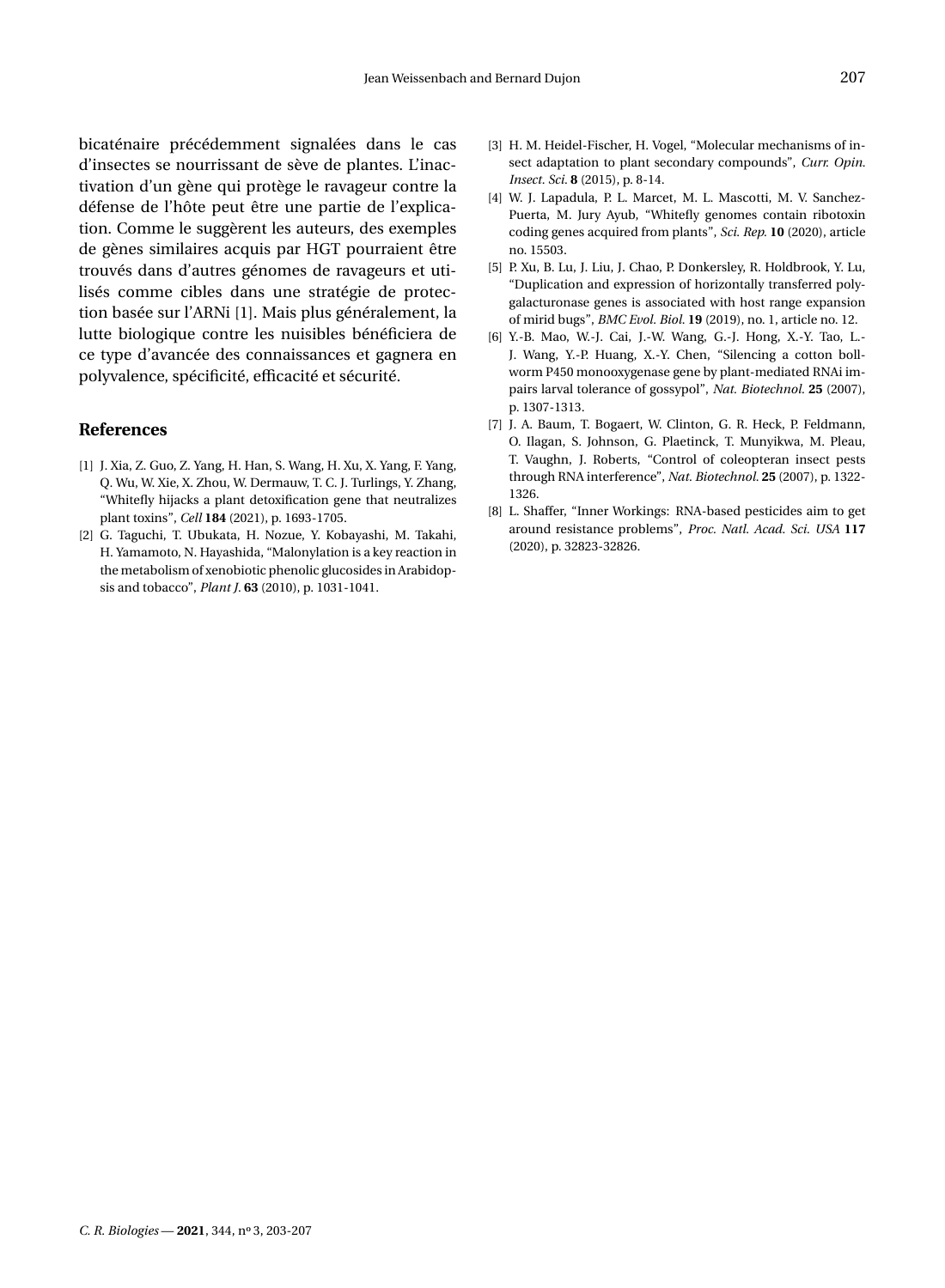bicaténaire précédemment signalées dans le cas d'insectes se nourrissant de sève de plantes. L'inactivation d'un gène qui protège le ravageur contre la défense de l'hôte peut être une partie de l'explication. Comme le suggèrent les auteurs, des exemples de gènes similaires acquis par HGT pourraient être trouvés dans d'autres génomes de ravageurs et utilisés comme cibles dans une stratégie de protection basée sur l'ARNi [1]. Mais plus généralement, la lutte biologique contre les nuisibles bénéficiera de ce type d'avancée des connaissances et gagnera en polyvalence, spécificité, efficacité et sécurité.

## References

[1] J. Xia, Z. Guo, Z. Yang, H. Han, S. Wang, H. Xu, X. Yang, F. Yang, Q. Wu, W. Xie, X. Zhou, W. Dermauw, T. C. J. Turlings, Y. Zhang, "Whitefly hijacks a plant detoxification gene that neutralizes plant toxins", *Cell* **184** (2021), p. 1693-1705.

[2] G. Taguchi, T. Ubukata, H. Nozue, Y. Kobayashi, M. Takahi, H. Yamamoto, N. Hayashida, "Malonylation is a key reaction in the metabolism of xenobiotic phenolic glucosides in Arabidopsis and tobacco", *Plant J.* **63** (2010), p. 1031-1041.

[3] H. M. Heidel-Fischer, H. Vogel, "Molecular mechanisms of insect adaptation to plant secondary compounds", *Curr. Opin. Insect. Sci.* **8** (2015), p. 8-14.

[4] W. J. Lapadula, P. L. Marcet, M. L. Mascotti, M. V. Sanchez-Puerta, M. Jury Ayub, "Whitefly genomes contain ribotoxin coding genes acquired from plants", *Sci. Rep.* **10** (2020), article no. 15503.

[5] P. Xu, B. Lu, J. Liu, J. Chao, P. Donkersley, R. Holdbrook, Y. Lu, "Duplication and expression of horizontally transferred polygalacturonase genes is associated with host range expansion of mirid bugs", *BMC Evol. Biol.* **19** (2019), no. 1, article no. 12.

[6] Y.-B. Mao, W.-J. Cai, J.-W. Wang, G.-J. Hong, X.-Y. Tao, L.-J. Wang, Y.-P. Huang, X.-Y. Chen, "Silencing a cotton bollworm P450 monooxygenase gene by plant-mediated RNAi impairs larval tolerance of gossypol", *Nat. Biotechnol.* **25** (2007), p. 1307-1313.

[7] J. A. Baum, T. Bogaert, W. Clinton, G. R. Heck, P. Feldmann, O. Ilagan, S. Johnson, G. Plaetinck, T. Munyikwa, M. Pleau, T. Vaughn, J. Roberts, "Control of coleopteran insect pests through RNA interference", *Nat. Biotechnol.* **25** (2007), p. 1322-1326.

[8] L. Shaffer, "Inner Workings: RNA-based pesticides aim to get around resistance problems", *Proc. Natl. Acad. Sci. USA* **117** (2020), p. 32823-32826.